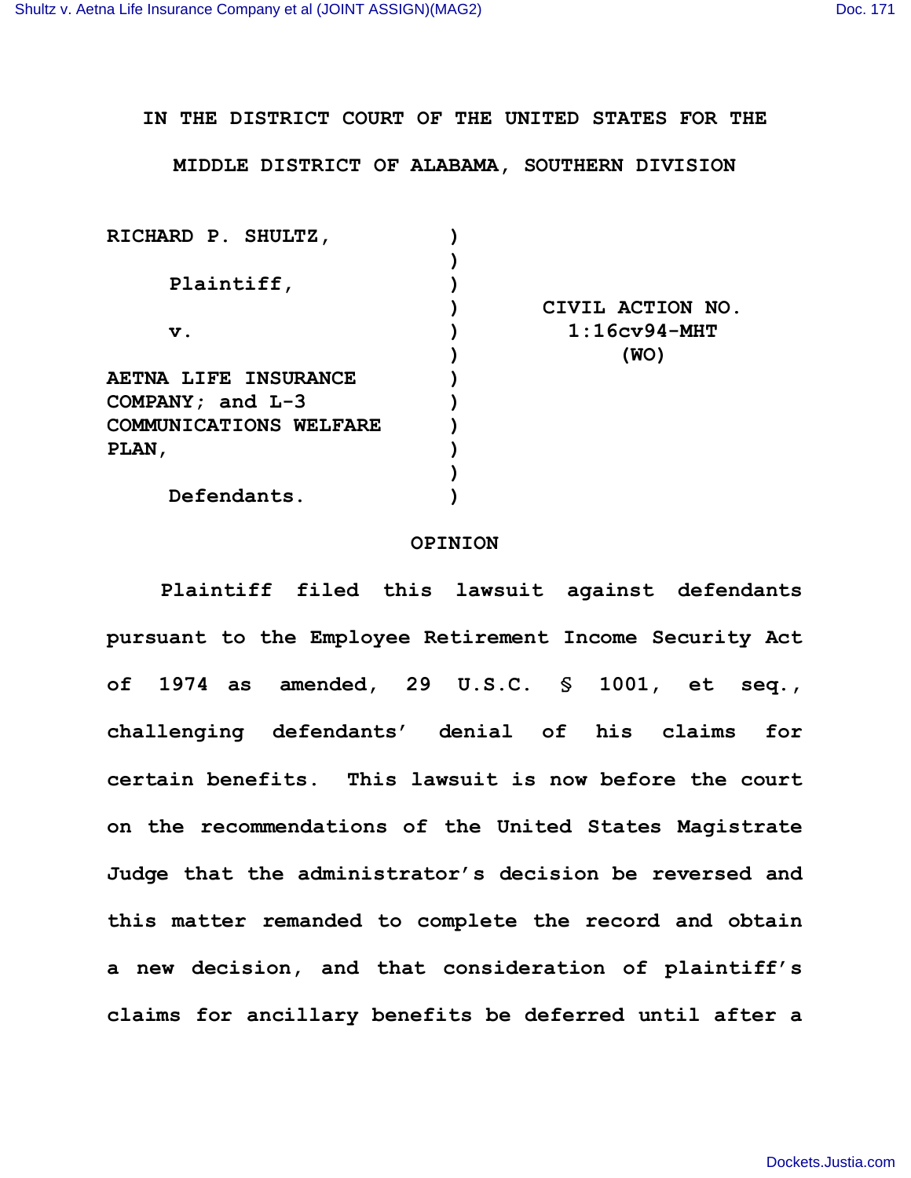IN THE DISTRICT COURT OF THE UNITED STATES FOR THE MIDDLE DISTRICT OF ALABAMA, SOUTHERN DIVISION

| | | |
|---|---|---|
| RICHARD P. SHULTZ, | ) | |
| | ) | |
| Plaintiff, | ) | |
| | ) | CIVIL ACTION NO. |
| v. | ) | 1:16cv94-MHT |
| | ) | (WO) |
| AETNA LIFE INSURANCE COMPANY; and L-3 COMMUNICATIONS WELFARE PLAN, | ) | |
| | ) | |
| Defendants. | ) | |

## OPINION

Plaintiff filed this lawsuit against defendants pursuant to the Employee Retirement Income Security Act of 1974 as amended, 29 U.S.C. § 1001, et seq., challenging defendants' denial of his claims for certain benefits. This lawsuit is now before the court on the recommendations of the United States Magistrate Judge that the administrator's decision be reversed and this matter remanded to complete the record and obtain a new decision, and that consideration of plaintiff's claims for ancillary benefits be deferred until after a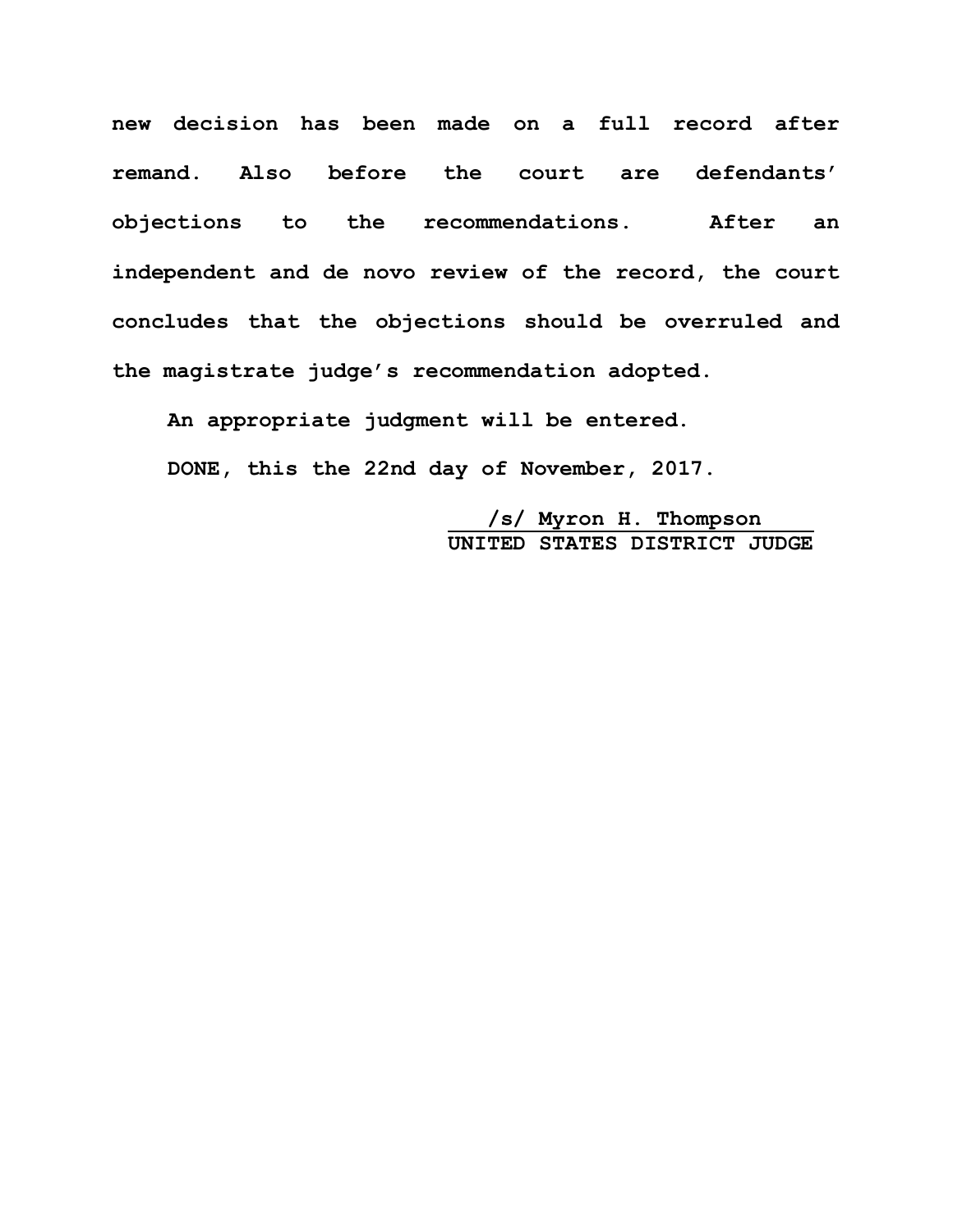new decision has been made on a full record after remand. Also before the court are defendants' objections to the recommendations. After an independent and de novo review of the record, the court concludes that the objections should be overruled and the magistrate judge's recommendation adopted.

An appropriate judgment will be entered.

DONE, this the 22nd day of November, 2017.

/s/ Myron H. Thompson
UNITED STATES DISTRICT JUDGE